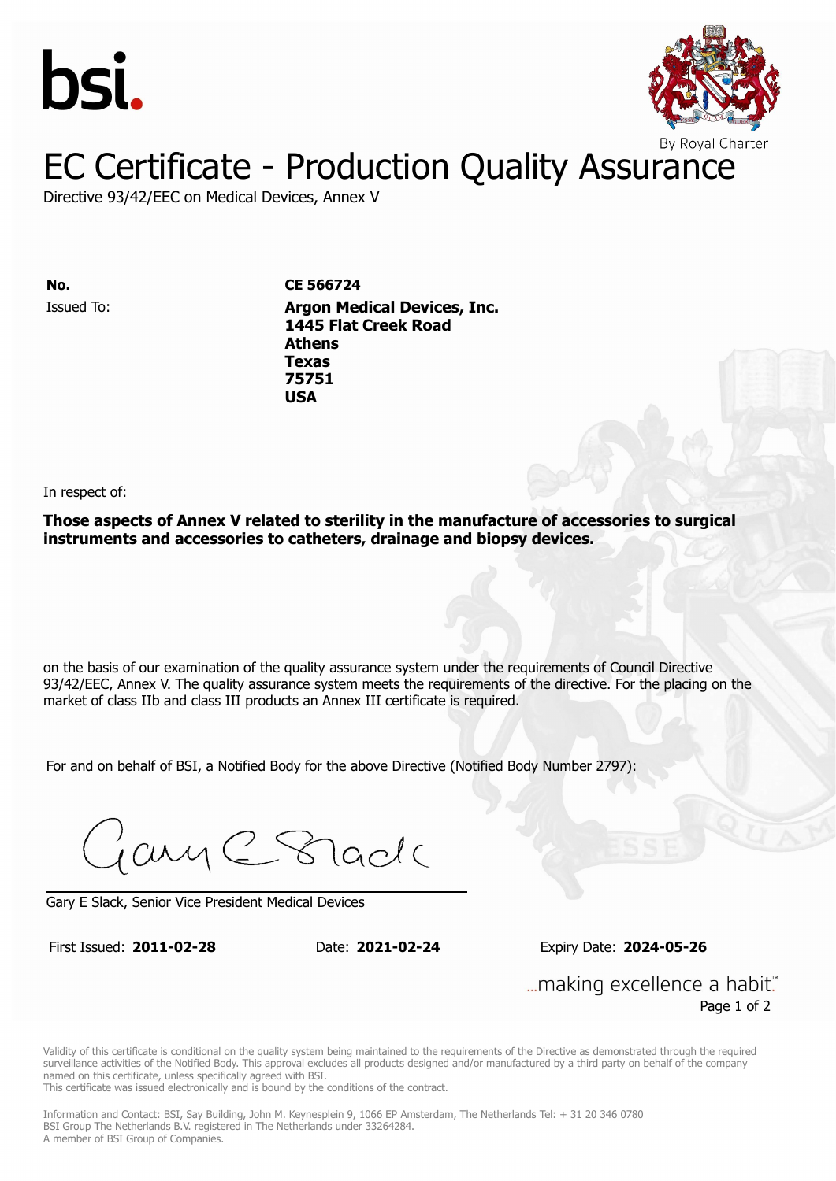bsi.

By Royal Charter

# EC Certificate - Production Quality Assurance

Directive 93/42/EEC on Medical Devices, Annex V

**No.** **CE 566724**

Issued To: **Argon Medical Devices, Inc.**
**1445 Flat Creek Road**
**Athens**
**Texas**
**75751**
**USA**

In respect of:

**Those aspects of Annex V related to sterility in the manufacture of accessories to surgical instruments and accessories to catheters, drainage and biopsy devices.**

on the basis of our examination of the quality assurance system under the requirements of Council Directive 93/42/EEC, Annex V. The quality assurance system meets the requirements of the directive. For the placing on the market of class IIb and class III products an Annex III certificate is required.

For and on behalf of BSI, a Notified Body for the above Directive (Notified Body Number 2797):

Gary E Slack, Senior Vice President Medical Devices

First Issued: **2011-02-28** Date: **2021-02-24** Expiry Date: **2024-05-26**

...making excellence a habit.™

Validity of this certificate is conditional on the quality system being maintained to the requirements of the Directive as demonstrated through the required surveillance activities of the Notified Body. This approval excludes all products designed and/or manufactured by a third party on behalf of the company named on this certificate, unless specifically agreed with BSI.
This certificate was issued electronically and is bound by the conditions of the contract.

Information and Contact: BSI, Say Building, John M. Keynesplein 9, 1066 EP Amsterdam, The Netherlands Tel: + 31 20 346 0780
BSI Group The Netherlands B.V. registered in The Netherlands under 33264284.
A member of BSI Group of Companies.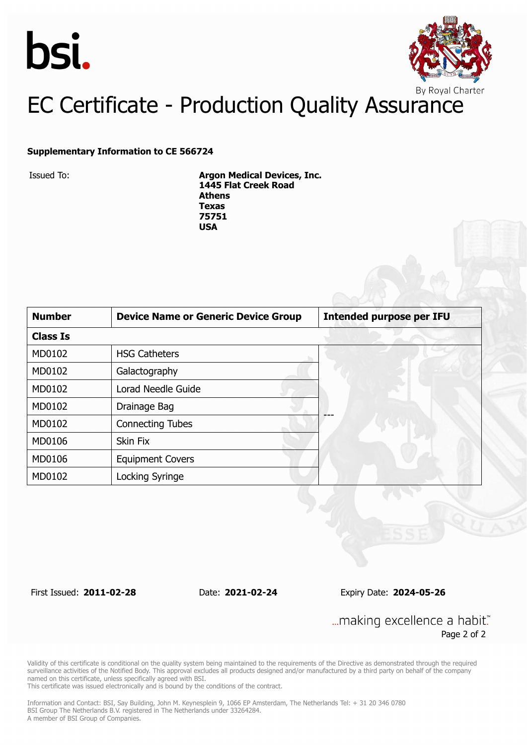# EC Certificate - Production Quality Assurance

**Supplementary Information to CE 566724**

Issued To: **Argon Medical Devices, Inc.**
**1445 Flat Creek Road**
**Athens**
**Texas**
**75751**
**USA**

| Number | Device Name or Generic Device Group | Intended purpose per IFU |
|---|---|---|
| **Class Is** | | |
| MD0102 | HSG Catheters | --- |
| MD0102 | Galactography | |
| MD0102 | Lorad Needle Guide | |
| MD0102 | Drainage Bag | |
| MD0102 | Connecting Tubes | |
| MD0106 | Skin Fix | |
| MD0106 | Equipment Covers | |
| MD0102 | Locking Syringe | |

First Issued: **2011-02-28** Date: **2021-02-24** Expiry Date: **2024-05-26**

...making excellence a habit.™

Validity of this certificate is conditional on the quality system being maintained to the requirements of the Directive as demonstrated through the required surveillance activities of the Notified Body. This approval excludes all products designed and/or manufactured by a third party on behalf of the company named on this certificate, unless specifically agreed with BSI.
This certificate was issued electronically and is bound by the conditions of the contract.

Information and Contact: BSI, Say Building, John M. Keynesplein 9, 1066 EP Amsterdam, The Netherlands Tel: + 31 20 346 0780
BSI Group The Netherlands B.V. registered in The Netherlands under 33264284.
A member of BSI Group of Companies.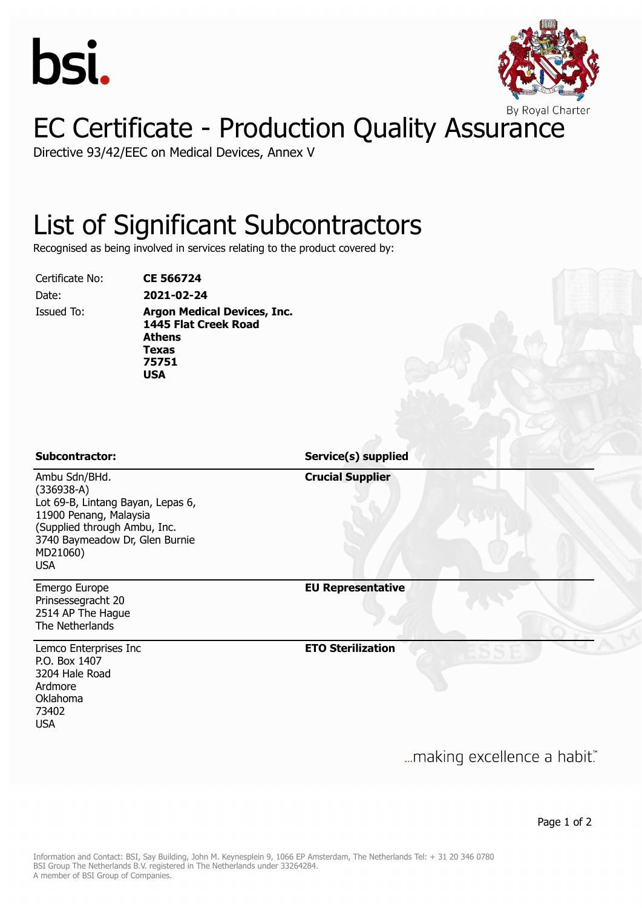# EC Certificate - Production Quality Assurance

Directive 93/42/EEC on Medical Devices, Annex V

# List of Significant Subcontractors

Recognised as being involved in services relating to the product covered by:

| | |
|---|---|
| Certificate No: | **CE 566724** |
| Date: | **2021-02-24** |
| Issued To: | **Argon Medical Devices, Inc.**<br>**1445 Flat Creek Road**<br>**Athens**<br>**Texas**<br>**75751**<br>**USA** |

| Subcontractor: | Service(s) supplied |
|---|---|
| Ambu Sdn/BHd.<br>(336938-A)<br>Lot 69-B, Lintang Bayan, Lepas 6,<br>11900 Penang, Malaysia<br>(Supplied through Ambu, Inc.<br>3740 Baymeadow Dr, Glen Burnie<br>MD21060)<br>USA | **Crucial Supplier** |
| Emergo Europe<br>Prinsessegracht 20<br>2514 AP The Hague<br>The Netherlands | **EU Representative** |
| Lemco Enterprises Inc<br>P.O. Box 1407<br>3204 Hale Road<br>Ardmore<br>Oklahoma<br>73402<br>USA | **ETO Sterilization** |

...making excellence a habit.™

Information and Contact: BSI, Say Building, John M. Keynesplein 9, 1066 EP Amsterdam, The Netherlands Tel: + 31 20 346 0780
BSI Group The Netherlands B.V. registered in The Netherlands under 33264284.
A member of BSI Group of Companies.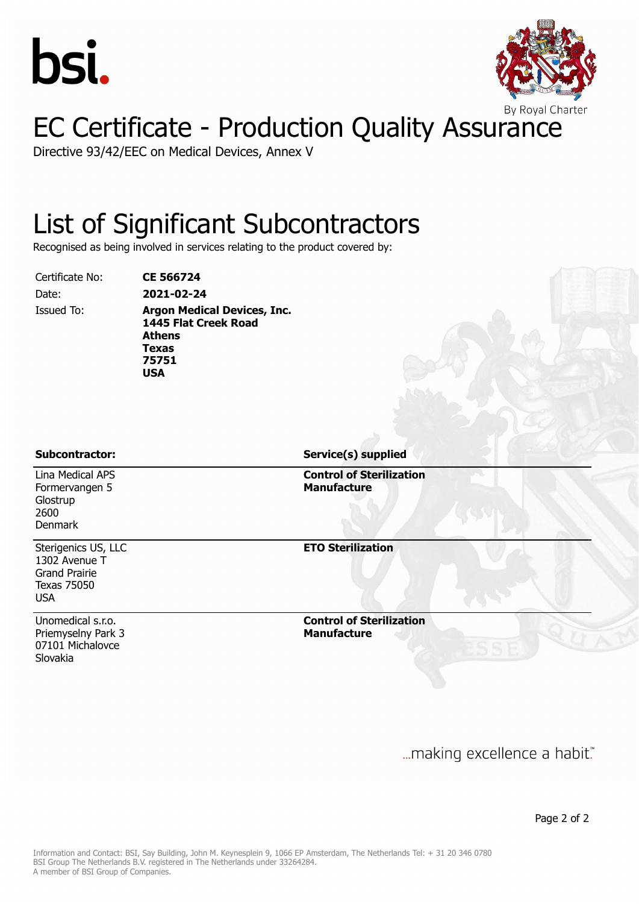# EC Certificate - Production Quality Assurance

Directive 93/42/EEC on Medical Devices, Annex V

# List of Significant Subcontractors

Recognised as being involved in services relating to the product covered by:

Certificate No: **CE 566724**

Date: **2021-02-24**

Issued To: **Argon Medical Devices, Inc.**
**1445 Flat Creek Road**
**Athens**
**Texas**
**75751**
**USA**

| Subcontractor: | Service(s) supplied |
|---|---|
| Lina Medical APS<br>Formervangen 5<br>Glostrup<br>2600<br>Denmark | **Control of Sterilization**<br>**Manufacture** |
| Sterigenics US, LLC<br>1302 Avenue T<br>Grand Prairie<br>Texas 75050<br>USA | **ETO Sterilization** |
| Unomedical s.r.o.<br>Priemyselny Park 3<br>07101 Michalovce<br>Slovakia | **Control of Sterilization**<br>**Manufacture** |

...making excellence a habit.™

Information and Contact: BSI, Say Building, John M. Keynesplein 9, 1066 EP Amsterdam, The Netherlands Tel: + 31 20 346 0780
BSI Group The Netherlands B.V. registered in The Netherlands under 33264284.
A member of BSI Group of Companies.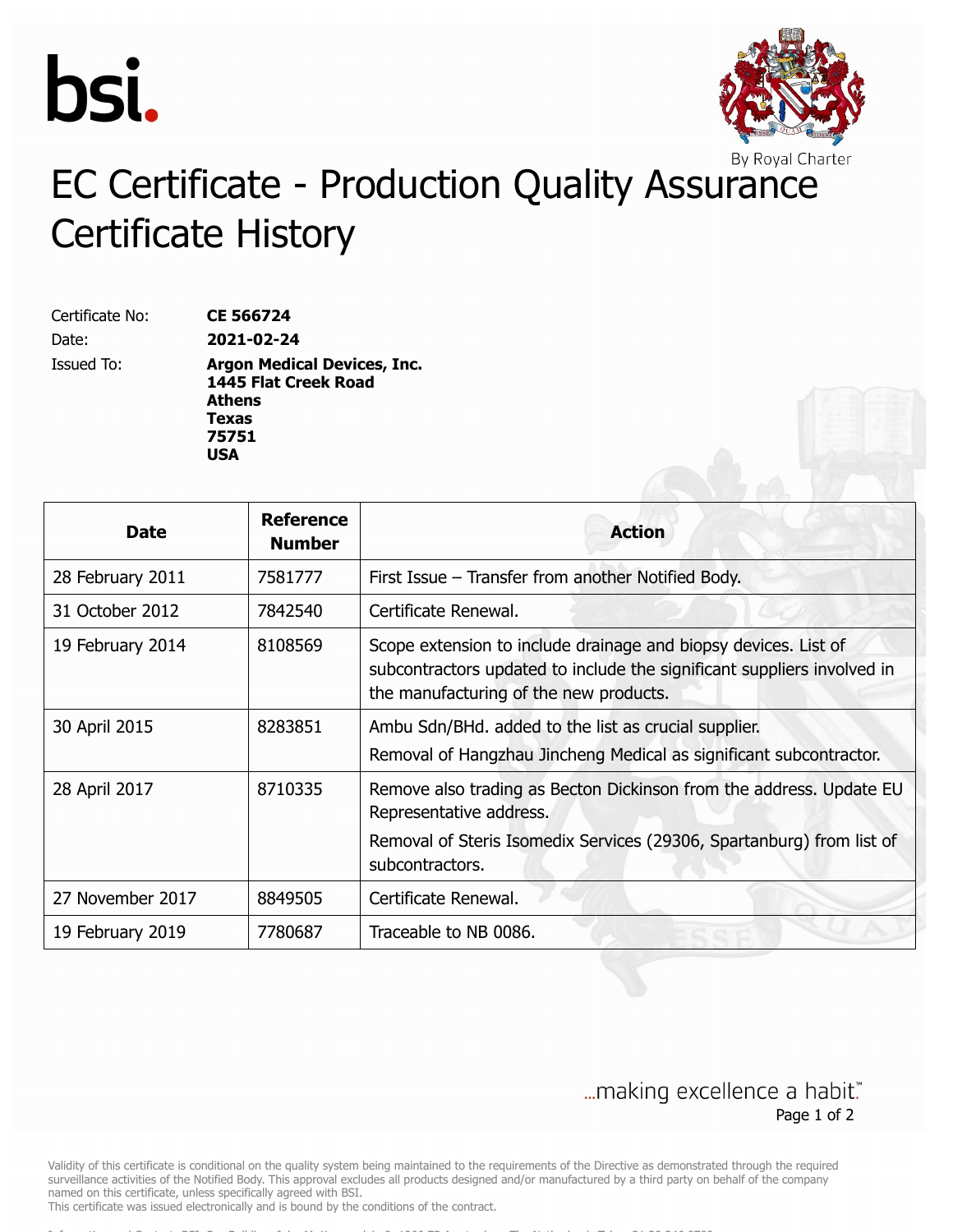# EC Certificate - Production Quality Assurance Certificate History

Certificate No: **CE 566724**

Date: **2021-02-24**

Issued To: **Argon Medical Devices, Inc.**
**1445 Flat Creek Road**
**Athens**
**Texas**
**75751**
**USA**

| Date | Reference Number | Action |
| --- | --- | --- |
| 28 February 2011 | 7581777 | First Issue – Transfer from another Notified Body. |
| 31 October 2012 | 7842540 | Certificate Renewal. |
| 19 February 2014 | 8108569 | Scope extension to include drainage and biopsy devices. List of subcontractors updated to include the significant suppliers involved in the manufacturing of the new products. |
| 30 April 2015 | 8283851 | Ambu Sdn/BHd. added to the list as crucial supplier. Removal of Hangzhau Jincheng Medical as significant subcontractor. |
| 28 April 2017 | 8710335 | Remove also trading as Becton Dickinson from the address. Update EU Representative address. Removal of Steris Isomedix Services (29306, Spartanburg) from list of subcontractors. |
| 27 November 2017 | 8849505 | Certificate Renewal. |
| 19 February 2019 | 7780687 | Traceable to NB 0086. |

...making excellence a habit.™

Validity of this certificate is conditional on the quality system being maintained to the requirements of the Directive as demonstrated through the required surveillance activities of the Notified Body. This approval excludes all products designed and/or manufactured by a third party on behalf of the company named on this certificate, unless specifically agreed with BSI.
This certificate was issued electronically and is bound by the conditions of the contract.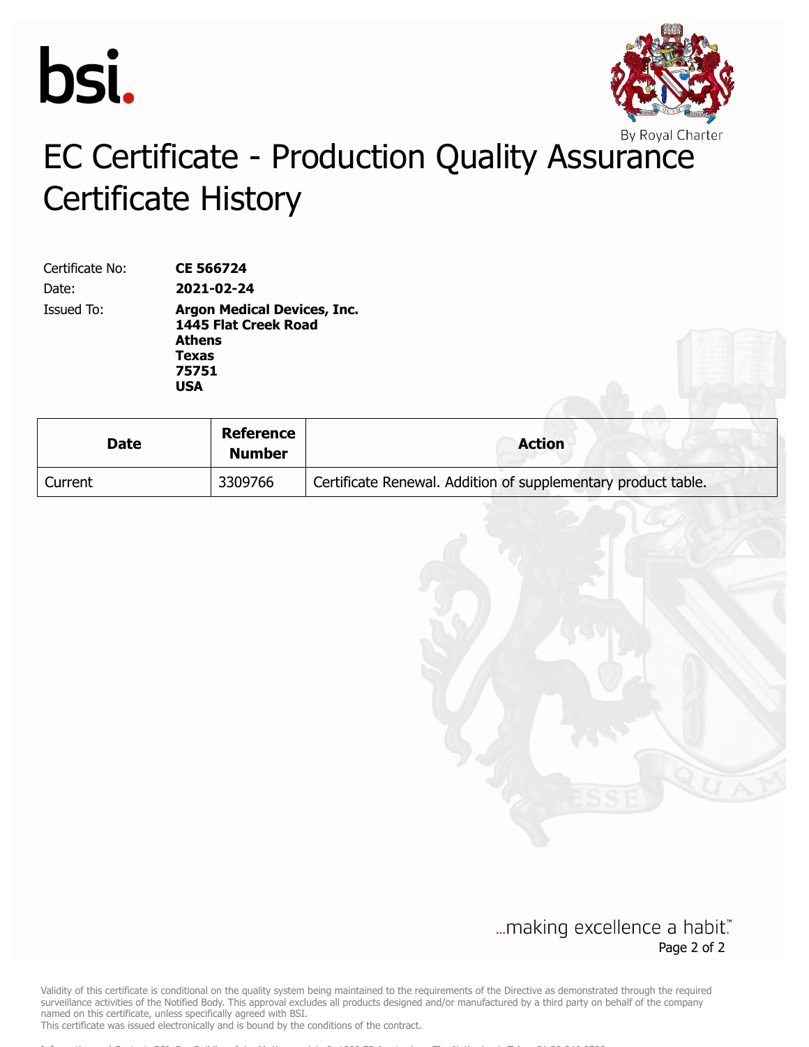# EC Certificate - Production Quality Assurance Certificate History

Certificate No: **CE 566724**

Date: **2021-02-24**

Issued To: **Argon Medical Devices, Inc.**
**1445 Flat Creek Road**
**Athens**
**Texas**
**75751**
**USA**

| Date | Reference Number | Action |
|---|---|---|
| Current | 3309766 | Certificate Renewal. Addition of supplementary product table. |

...making excellence a habit.™

Validity of this certificate is conditional on the quality system being maintained to the requirements of the Directive as demonstrated through the required surveillance activities of the Notified Body. This approval excludes all products designed and/or manufactured by a third party on behalf of the company named on this certificate, unless specifically agreed with BSI.
This certificate was issued electronically and is bound by the conditions of the contract.